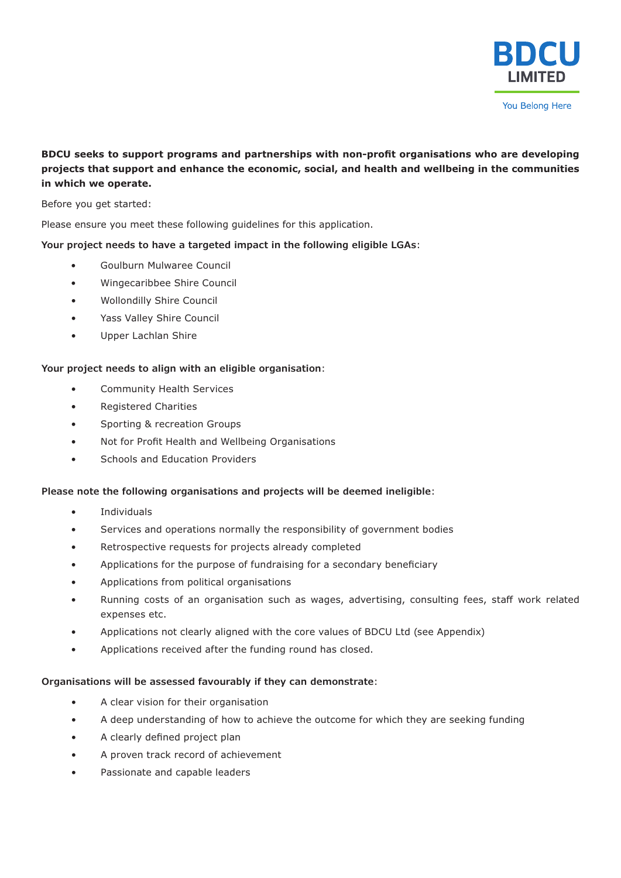BDCU LIMITED

You Belong Here

**BDCU seeks to support programs and partnerships with non-profit organisations who are developing projects that support and enhance the economic, social, and health and wellbeing in the communities in which we operate.**

Before you get started:

Please ensure you meet these following guidelines for this application.

**Your project needs to have a targeted impact in the following eligible LGAs**:

- Goulburn Mulwaree Council
- Wingecaribbee Shire Council
- Wollondilly Shire Council
- Yass Valley Shire Council
- Upper Lachlan Shire

**Your project needs to align with an eligible organisation**:

- Community Health Services
- Registered Charities
- Sporting & recreation Groups
- Not for Profit Health and Wellbeing Organisations
- Schools and Education Providers

**Please note the following organisations and projects will be deemed ineligible**:

- Individuals
- Services and operations normally the responsibility of government bodies
- Retrospective requests for projects already completed
- Applications for the purpose of fundraising for a secondary beneficiary
- Applications from political organisations
- Running costs of an organisation such as wages, advertising, consulting fees, staff work related expenses etc.
- Applications not clearly aligned with the core values of BDCU Ltd (see Appendix)
- Applications received after the funding round has closed.

**Organisations will be assessed favourably if they can demonstrate**:

- A clear vision for their organisation
- A deep understanding of how to achieve the outcome for which they are seeking funding
- A clearly defined project plan
- A proven track record of achievement
- Passionate and capable leaders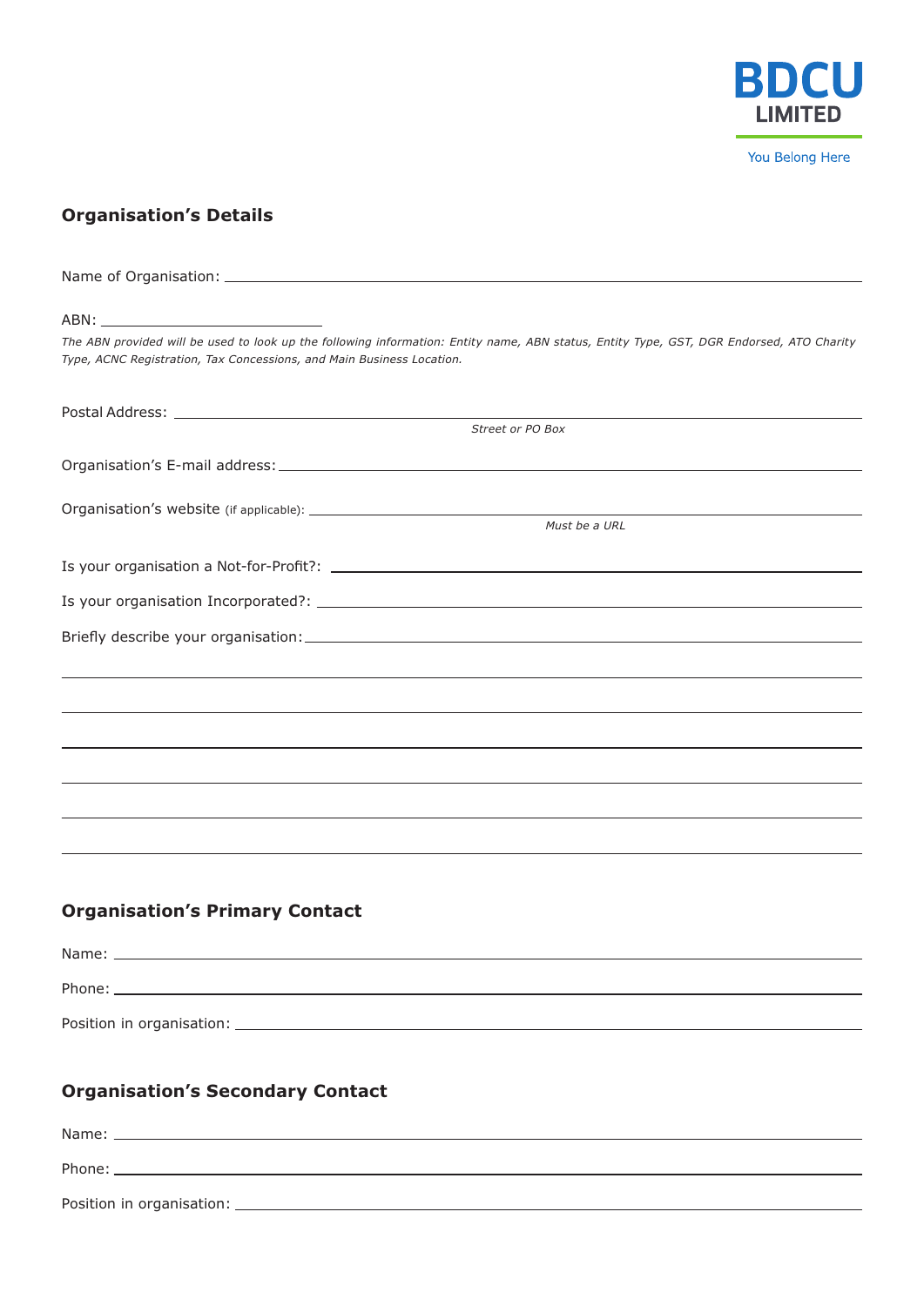BDCU LIMITED

You Belong Here

## Organisation's Details

Name of Organisation: ______________________________

ABN: ______________________________

*The ABN provided will be used to look up the following information: Entity name, ABN status, Entity Type, GST, DGR Endorsed, ATO Charity Type, ACNC Registration, Tax Concessions, and Main Business Location.*

Postal Address: ______________________________

*Street or PO Box*

Organisation's E-mail address: ______________________________

Organisation's website (if applicable): ______________________________

*Must be a URL*

Is your organisation a Not-for-Profit?: ______________________________

Is your organisation Incorporated?: ______________________________

Briefly describe your organisation: ______________________________

______________________________

______________________________

______________________________

______________________________

______________________________

______________________________

## Organisation's Primary Contact

Name: ______________________________

Phone: ______________________________

Position in organisation: ______________________________

## Organisation's Secondary Contact

Name: ______________________________

Phone: ______________________________

Position in organisation: ______________________________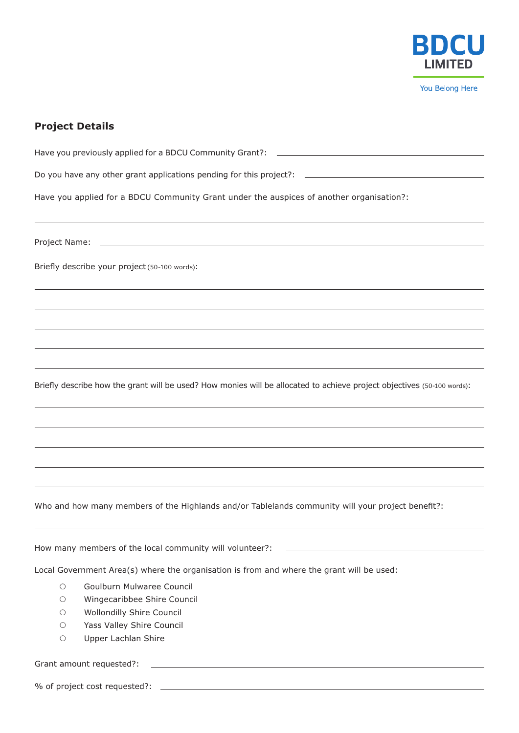BDCU LIMITED

You Belong Here

## Project Details

Have you previously applied for a BDCU Community Grant?: \_\_\_\_\_\_\_\_\_\_\_\_\_\_\_\_\_\_\_\_

Do you have any other grant applications pending for this project?: \_\_\_\_\_\_\_\_\_\_\_\_\_\_\_\_\_\_\_\_

Have you applied for a BDCU Community Grant under the auspices of another organisation?:

\_\_\_\_\_\_\_\_\_\_\_\_\_\_\_\_\_\_\_\_

Project Name: \_\_\_\_\_\_\_\_\_\_\_\_\_\_\_\_\_\_\_\_

Briefly describe your project (50-100 words):

\_\_\_\_\_\_\_\_\_\_\_\_\_\_\_\_\_\_\_\_

\_\_\_\_\_\_\_\_\_\_\_\_\_\_\_\_\_\_\_\_

\_\_\_\_\_\_\_\_\_\_\_\_\_\_\_\_\_\_\_\_

\_\_\_\_\_\_\_\_\_\_\_\_\_\_\_\_\_\_\_\_

\_\_\_\_\_\_\_\_\_\_\_\_\_\_\_\_\_\_\_\_

Briefly describe how the grant will be used? How monies will be allocated to achieve project objectives (50-100 words):

\_\_\_\_\_\_\_\_\_\_\_\_\_\_\_\_\_\_\_\_

\_\_\_\_\_\_\_\_\_\_\_\_\_\_\_\_\_\_\_\_

\_\_\_\_\_\_\_\_\_\_\_\_\_\_\_\_\_\_\_\_

\_\_\_\_\_\_\_\_\_\_\_\_\_\_\_\_\_\_\_\_

\_\_\_\_\_\_\_\_\_\_\_\_\_\_\_\_\_\_\_\_

Who and how many members of the Highlands and/or Tablelands community will your project benefit?:

\_\_\_\_\_\_\_\_\_\_\_\_\_\_\_\_\_\_\_\_

How many members of the local community will volunteer?: \_\_\_\_\_\_\_\_\_\_\_\_\_\_\_\_\_\_\_\_

Local Government Area(s) where the organisation is from and where the grant will be used:

- ○ Goulburn Mulwaree Council
- ○ Wingecaribbee Shire Council
- ○ Wollondilly Shire Council
- ○ Yass Valley Shire Council
- ○ Upper Lachlan Shire

Grant amount requested?: \_\_\_\_\_\_\_\_\_\_\_\_\_\_\_\_\_\_\_\_

% of project cost requested?: \_\_\_\_\_\_\_\_\_\_\_\_\_\_\_\_\_\_\_\_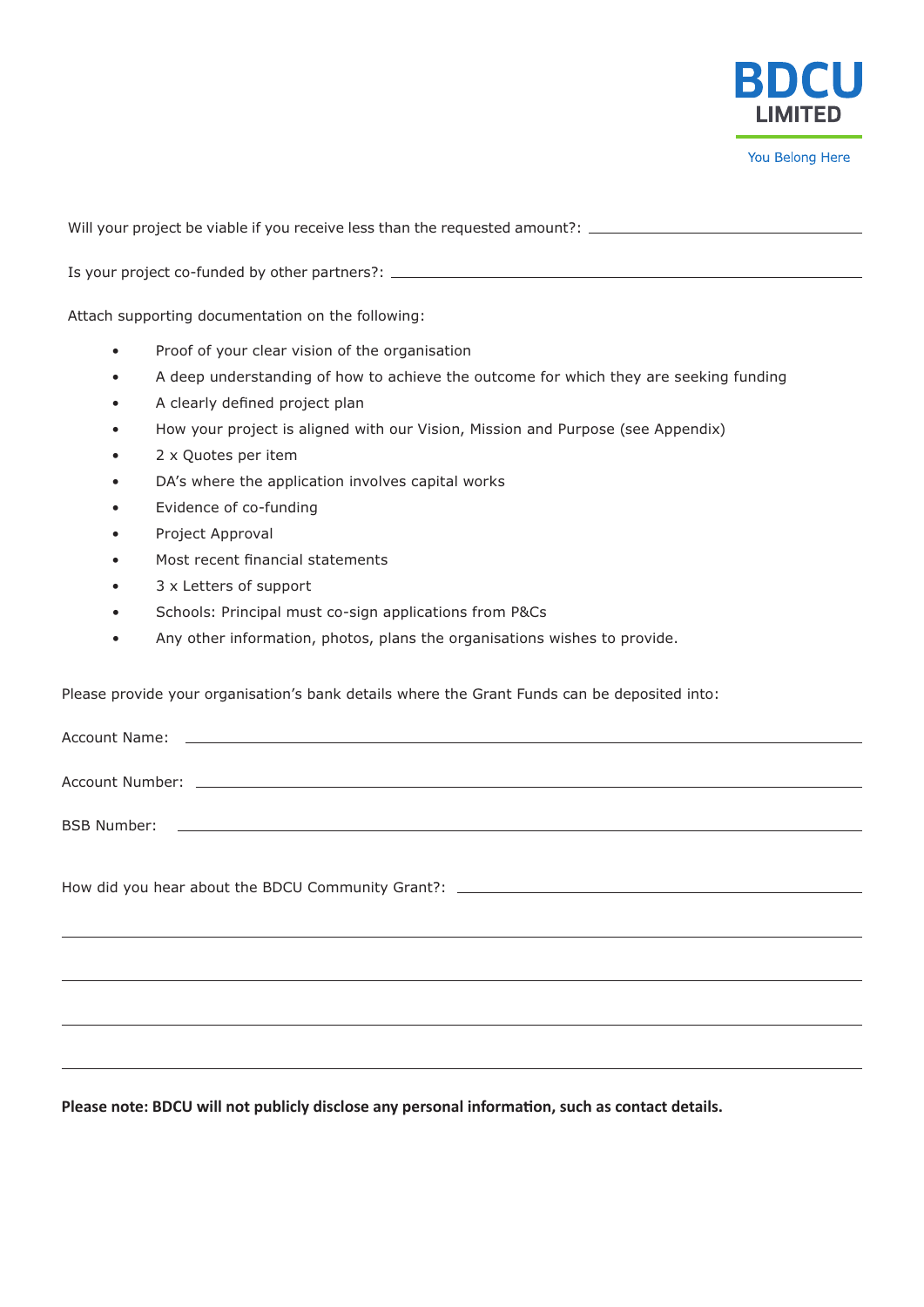Will your project be viable if you receive less than the requested amount?: ______________________

Is your project co-funded by other partners?: ______________________

Attach supporting documentation on the following:

- Proof of your clear vision of the organisation
- A deep understanding of how to achieve the outcome for which they are seeking funding
- A clearly defined project plan
- How your project is aligned with our Vision, Mission and Purpose (see Appendix)
- 2 x Quotes per item
- DA's where the application involves capital works
- Evidence of co-funding
- Project Approval
- Most recent financial statements
- 3 x Letters of support
- Schools: Principal must co-sign applications from P&Cs
- Any other information, photos, plans the organisations wishes to provide.

Please provide your organisation's bank details where the Grant Funds can be deposited into:

Account Name: ______________________

Account Number: ______________________

BSB Number: ______________________

How did you hear about the BDCU Community Grant?: ______________________

______________________

______________________

______________________

______________________

**Please note: BDCU will not publicly disclose any personal information, such as contact details.**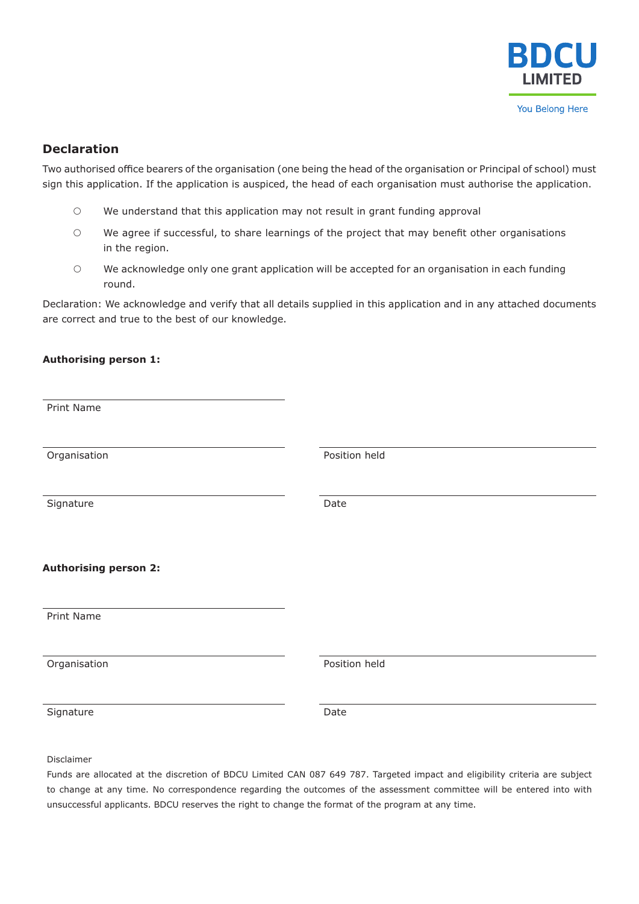BDCU LIMITED

You Belong Here

## Declaration

Two authorised office bearers of the organisation (one being the head of the organisation or Principal of school) must sign this application. If the application is auspiced, the head of each organisation must authorise the application.

- ○ We understand that this application may not result in grant funding approval
- ○ We agree if successful, to share learnings of the project that may benefit other organisations in the region.
- ○ We acknowledge only one grant application will be accepted for an organisation in each funding round.

Declaration: We acknowledge and verify that all details supplied in this application and in any attached documents are correct and true to the best of our knowledge.

**Authorising person 1:**

Print Name

Organisation

Position held

Signature

Date

**Authorising person 2:**

Print Name

Organisation

Position held

Signature

Date

Disclaimer

Funds are allocated at the discretion of BDCU Limited CAN 087 649 787. Targeted impact and eligibility criteria are subject to change at any time. No correspondence regarding the outcomes of the assessment committee will be entered into with unsuccessful applicants. BDCU reserves the right to change the format of the program at any time.